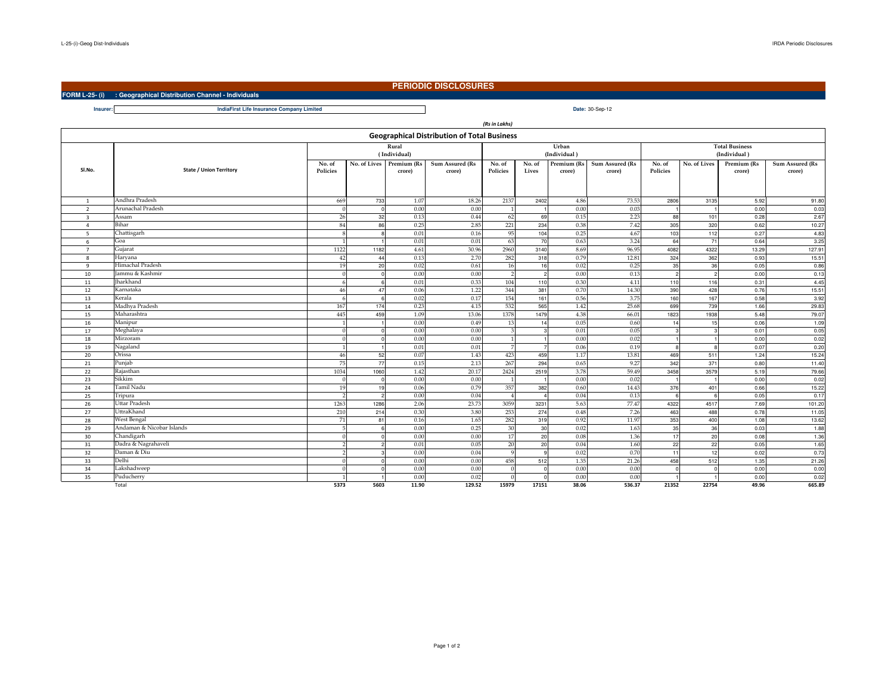# PERIODIC DISCLOSURES

**FORM L-25- (i) : Geographical Distribution Channel - Individuals**

**Insurer:** IndiaFirst Life Insurance Company Limited

**Date:** 30-Sep-12

*(Rs in Lakhs)*

## Geographical Distribution of Total Business

| Sl.No. | State / Union Territory | Rural (Individual) | | | | Urban (Individual) | | | | Total Business (Individual) | | | |
|---|---|---|---|---|---|---|---|---|---|---|---|---|---|
| | | No. of Policies | No. of Lives | Premium (Rs crore) | Sum Assured (Rs crore) | No. of Policies | No. of Lives | Premium (Rs crore) | Sum Assured (Rs crore) | No. of Policies | No. of Lives | Premium (Rs crore) | Sum Assured (Rs crore) |
| 1 | Andhra Pradesh | 669 | 733 | 1.07 | 18.26 | 2137 | 2402 | 4.86 | 73.53 | 2806 | 3135 | 5.92 | 91.80 |
| 2 | Arunachal Pradesh | 0 | 0 | 0.00 | 0.00 | 1 | 1 | 0.00 | 0.03 | 1 | 1 | 0.00 | 0.03 |
| 3 | Assam | 26 | 32 | 0.13 | 0.44 | 62 | 69 | 0.15 | 2.23 | 88 | 101 | 0.28 | 2.67 |
| 4 | Bihar | 84 | 86 | 0.25 | 2.85 | 221 | 234 | 0.38 | 7.42 | 305 | 320 | 0.62 | 10.27 |
| 5 | Chattisgarh | 8 | 8 | 0.01 | 0.16 | 95 | 104 | 0.25 | 4.67 | 103 | 112 | 0.27 | 4.83 |
| 6 | Goa | 1 | 1 | 0.01 | 0.01 | 63 | 70 | 0.63 | 3.24 | 64 | 71 | 0.64 | 3.25 |
| 7 | Gujarat | 1122 | 1182 | 4.61 | 30.96 | 2960 | 3140 | 8.69 | 96.95 | 4082 | 4322 | 13.29 | 127.91 |
| 8 | Haryana | 42 | 44 | 0.13 | 2.70 | 282 | 318 | 0.79 | 12.81 | 324 | 362 | 0.93 | 15.51 |
| 9 | Himachal Pradesh | 19 | 20 | 0.02 | 0.61 | 16 | 16 | 0.02 | 0.25 | 35 | 36 | 0.05 | 0.86 |
| 10 | Jammu & Kashmir | 0 | 0 | 0.00 | 0.00 | 2 | 2 | 0.00 | 0.13 | 2 | 2 | 0.00 | 0.13 |
| 11 | Jharkhand | 6 | 6 | 0.01 | 0.33 | 104 | 110 | 0.30 | 4.11 | 110 | 116 | 0.31 | 4.45 |
| 12 | Karnataka | 46 | 47 | 0.06 | 1.22 | 344 | 381 | 0.70 | 14.30 | 390 | 428 | 0.76 | 15.51 |
| 13 | Kerala | 6 | 6 | 0.02 | 0.17 | 154 | 161 | 0.56 | 3.75 | 160 | 167 | 0.58 | 3.92 |
| 14 | Madhya Pradesh | 167 | 174 | 0.23 | 4.15 | 532 | 565 | 1.42 | 25.68 | 699 | 739 | 1.66 | 29.83 |
| 15 | Maharashtra | 445 | 459 | 1.09 | 13.06 | 1378 | 1479 | 4.38 | 66.01 | 1823 | 1938 | 5.48 | 79.07 |
| 16 | Manipur | 1 | 1 | 0.00 | 0.49 | 13 | 14 | 0.05 | 0.60 | 14 | 15 | 0.06 | 1.09 |
| 17 | Meghalaya | 0 | 0 | 0.00 | 0.00 | 3 | 3 | 0.01 | 0.05 | 3 | 3 | 0.01 | 0.05 |
| 18 | Mirzoram | 0 | 0 | 0.00 | 0.00 | 1 | 1 | 0.00 | 0.02 | 1 | 1 | 0.00 | 0.02 |
| 19 | Nagaland | 1 | 1 | 0.01 | 0.01 | 7 | 7 | 0.06 | 0.19 | 8 | 8 | 0.07 | 0.20 |
| 20 | Orissa | 46 | 52 | 0.07 | 1.43 | 423 | 459 | 1.17 | 13.81 | 469 | 511 | 1.24 | 15.24 |
| 21 | Punjab | 75 | 77 | 0.15 | 2.13 | 267 | 294 | 0.65 | 9.27 | 342 | 371 | 0.80 | 11.40 |
| 22 | Rajasthan | 1034 | 1060 | 1.42 | 20.17 | 2424 | 2519 | 3.78 | 59.49 | 3458 | 3579 | 5.19 | 79.66 |
| 23 | Sikkim | 0 | 0 | 0.00 | 0.00 | 1 | 1 | 0.00 | 0.02 | 1 | 1 | 0.00 | 0.02 |
| 24 | Tamil Nadu | 19 | 19 | 0.06 | 0.79 | 357 | 382 | 0.60 | 14.43 | 376 | 401 | 0.66 | 15.22 |
| 25 | Tripura | 2 | 2 | 0.00 | 0.04 | 4 | 4 | 0.04 | 0.13 | 6 | 6 | 0.05 | 0.17 |
| 26 | Uttar Pradesh | 1263 | 1286 | 2.06 | 23.73 | 3059 | 3231 | 5.63 | 77.47 | 4322 | 4517 | 7.69 | 101.20 |
| 27 | UttraKhand | 210 | 214 | 0.30 | 3.80 | 253 | 274 | 0.48 | 7.26 | 463 | 488 | 0.78 | 11.05 |
| 28 | West Bengal | 71 | 81 | 0.16 | 1.65 | 282 | 319 | 0.92 | 11.97 | 353 | 400 | 1.08 | 13.62 |
| 29 | Andaman & Nicobar Islands | 5 | 6 | 0.00 | 0.25 | 30 | 30 | 0.02 | 1.63 | 35 | 36 | 0.03 | 1.88 |
| 30 | Chandigarh | 0 | 0 | 0.00 | 0.00 | 17 | 20 | 0.08 | 1.36 | 17 | 20 | 0.08 | 1.36 |
| 31 | Dadra & Nagrahaveli | 2 | 2 | 0.01 | 0.05 | 20 | 20 | 0.04 | 1.60 | 22 | 22 | 0.05 | 1.65 |
| 32 | Daman & Diu | 2 | 3 | 0.00 | 0.04 | 9 | 9 | 0.02 | 0.70 | 11 | 12 | 0.02 | 0.73 |
| 33 | Delhi | 0 | 0 | 0.00 | 0.00 | 458 | 512 | 1.35 | 21.26 | 458 | 512 | 1.35 | 21.26 |
| 34 | Lakshadweep | 0 | 0 | 0.00 | 0.00 | 0 | 0 | 0.00 | 0.00 | 0 | 0 | 0.00 | 0.00 |
| 35 | Puducherry | 1 | 1 | 0.00 | 0.02 | 0 | 0 | 0.00 | 0.00 | 1 | 1 | 0.00 | 0.02 |
| | Total | 5373 | 5603 | 11.90 | 129.52 | 15979 | 17151 | 38.06 | 536.37 | 21352 | 22754 | 49.96 | 665.89 |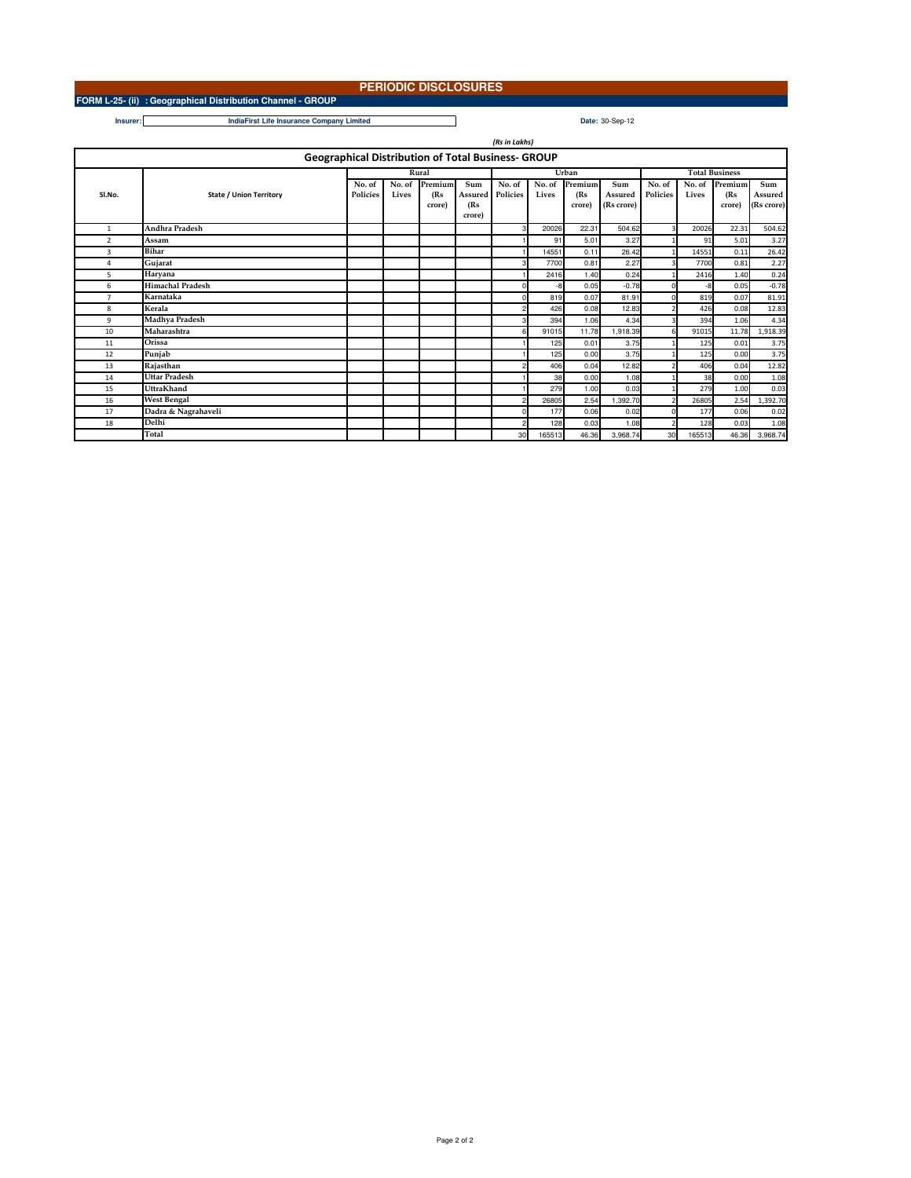# PERIODIC DISCLOSURES

**FORM L-25- (ii) : Geographical Distribution Channel - GROUP**

**Insurer:** IndiaFirst Life Insurance Company Limited

**Date:** 30-Sep-12

*(Rs in Lakhs)*

## Geographical Distribution of Total Business- GROUP

| Sl.No. | State / Union Territory | Rural | | | | Urban | | | | Total Business | | | |
|---|---|---|---|---|---|---|---|---|---|---|---|---|---|
| | | No. of Policies | No. of Lives | Premium (Rs crore) | Sum Assured (Rs crore) | No. of Policies | No. of Lives | Premium (Rs crore) | Sum Assured (Rs crore) | No. of Policies | No. of Lives | Premium (Rs crore) | Sum Assured (Rs crore) |
| 1 | Andhra Pradesh | | | | | 3 | 20026 | 22.31 | 504.62 | 3 | 20026 | 22.31 | 504.62 |
| 2 | Assam | | | | | 1 | 91 | 5.01 | 3.27 | 1 | 91 | 5.01 | 3.27 |
| 3 | Bihar | | | | | 1 | 14551 | 0.11 | 26.42 | 1 | 14551 | 0.11 | 26.42 |
| 4 | Gujarat | | | | | 3 | 7700 | 0.81 | 2.27 | 3 | 7700 | 0.81 | 2.27 |
| 5 | Haryana | | | | | 1 | 2416 | 1.40 | 0.24 | 1 | 2416 | 1.40 | 0.24 |
| 6 | Himachal Pradesh | | | | | 0 | -8 | 0.05 | -0.78 | 0 | -8 | 0.05 | -0.78 |
| 7 | Karnataka | | | | | 0 | 819 | 0.07 | 81.91 | 0 | 819 | 0.07 | 81.91 |
| 8 | Kerala | | | | | 2 | 426 | 0.08 | 12.83 | 2 | 426 | 0.08 | 12.83 |
| 9 | Madhya Pradesh | | | | | 3 | 394 | 1.06 | 4.34 | 3 | 394 | 1.06 | 4.34 |
| 10 | Maharashtra | | | | | 6 | 91015 | 11.78 | 1,918.39 | 6 | 91015 | 11.78 | 1,918.39 |
| 11 | Orissa | | | | | 1 | 125 | 0.01 | 3.75 | 1 | 125 | 0.01 | 3.75 |
| 12 | Punjab | | | | | 1 | 125 | 0.00 | 3.75 | 1 | 125 | 0.00 | 3.75 |
| 13 | Rajasthan | | | | | 2 | 406 | 0.04 | 12.82 | 2 | 406 | 0.04 | 12.82 |
| 14 | Uttar Pradesh | | | | | 1 | 38 | 0.00 | 1.08 | 1 | 38 | 0.00 | 1.08 |
| 15 | UttraKhand | | | | | 1 | 279 | 1.00 | 0.03 | 1 | 279 | 1.00 | 0.03 |
| 16 | West Bengal | | | | | 2 | 26805 | 2.54 | 1,392.70 | 2 | 26805 | 2.54 | 1,392.70 |
| 17 | Dadra & Nagrahaveli | | | | | 0 | 177 | 0.06 | 0.02 | 0 | 177 | 0.06 | 0.02 |
| 18 | Delhi | | | | | 2 | 128 | 0.03 | 1.08 | 2 | 128 | 0.03 | 1.08 |
| | Total | | | | | 30 | 165513 | 46.36 | 3,968.74 | 30 | 165513 | 46.36 | 3,968.74 |